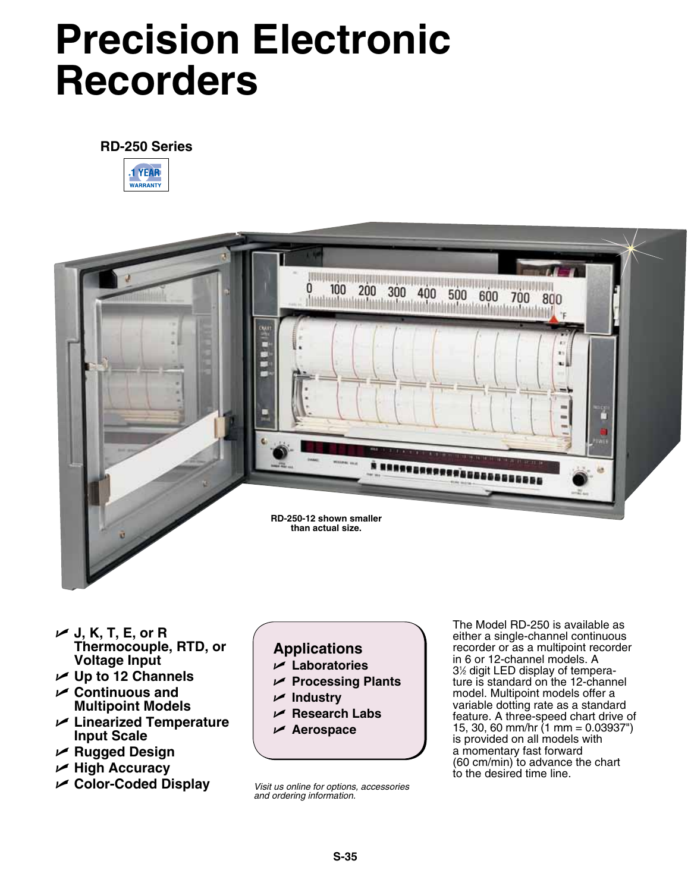# Precision Electronic Recorders

### RD-250 Series

1 YEAR WARRANTY

RD-250-12 shown smaller than actual size.

- **J, K, T, E, or R Thermocouple, RTD, or Voltage Input**
- **Up to 12 Channels**
- **Continuous and Multipoint Models**
- **Linearized Temperature Input Scale**
- **Rugged Design**
- **High Accuracy**
- **Color-Coded Display**

## Applications

- **Laboratories**
- **Processing Plants**
- **Industry**
- **Research Labs**
- **Aerospace**

*Visit us online for options, accessories and ordering information.*

The Model RD-250 is available as either a single-channel continuous recorder or as a multipoint recorder in 6 or 12-channel models. A 3½ digit LED display of temperature is standard on the 12-channel model. Multipoint models offer a variable dotting rate as a standard feature. A three-speed chart drive of 15, 30, 60 mm/hr (1 mm = 0.03937") is provided on all models with a momentary fast forward (60 cm/min) to advance the chart to the desired time line.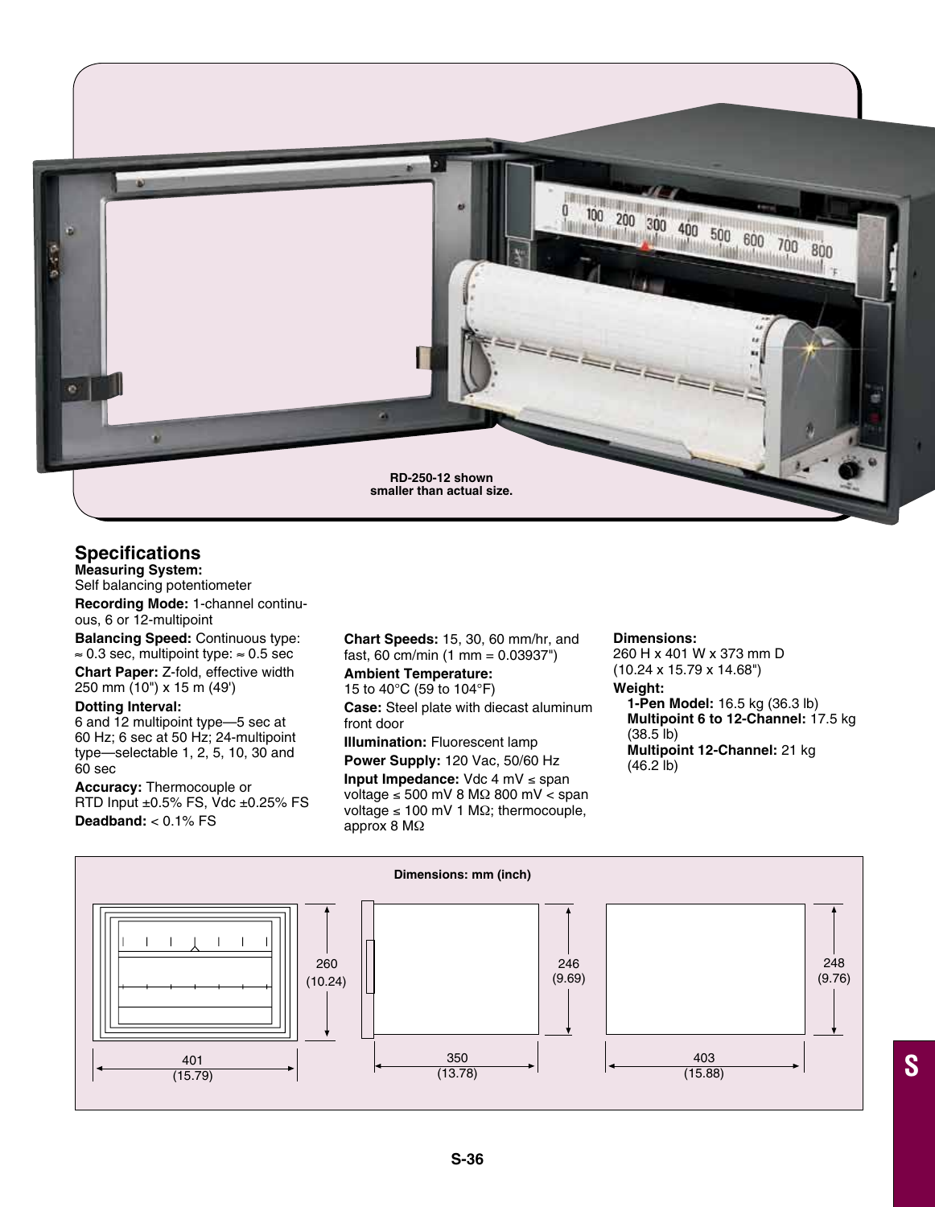RD-250-12 shown smaller than actual size.

## Specifications

**Measuring System:**
Self balancing potentiometer

**Recording Mode:** 1-channel continuous, 6 or 12-multipoint

**Balancing Speed:** Continuous type: ≈ 0.3 sec, multipoint type: ≈ 0.5 sec

**Chart Paper:** Z-fold, effective width 250 mm (10") x 15 m (49')

**Dotting Interval:**
6 and 12 multipoint type—5 sec at 60 Hz; 6 sec at 50 Hz; 24-multipoint type—selectable 1, 2, 5, 10, 30 and 60 sec

**Accuracy:** Thermocouple or RTD Input ±0.5% FS, Vdc ±0.25% FS

**Deadband:** < 0.1% FS

**Chart Speeds:** 15, 30, 60 mm/hr, and fast, 60 cm/min (1 mm = 0.03937")

**Ambient Temperature:**
15 to 40°C (59 to 104°F)

**Case:** Steel plate with diecast aluminum front door

**Illumination:** Fluorescent lamp

**Power Supply:** 120 Vac, 50/60 Hz

**Input Impedance:** Vdc 4 mV ≤ span voltage ≤ 500 mV 8 MΩ 800 mV < span voltage ≤ 100 mV 1 MΩ; thermocouple, approx 8 MΩ

**Dimensions:**
260 H x 401 W x 373 mm D (10.24 x 15.79 x 14.68")

**Weight:**
- **1-Pen Model:** 16.5 kg (36.3 lb)
- **Multipoint 6 to 12-Channel:** 17.5 kg (38.5 lb)
- **Multipoint 12-Channel:** 21 kg (46.2 lb)

**Dimensions: mm (inch)**

401 (15.79) | 260 (10.24) | 350 (13.78) | 246 (9.69) | 403 (15.88) | 248 (9.76)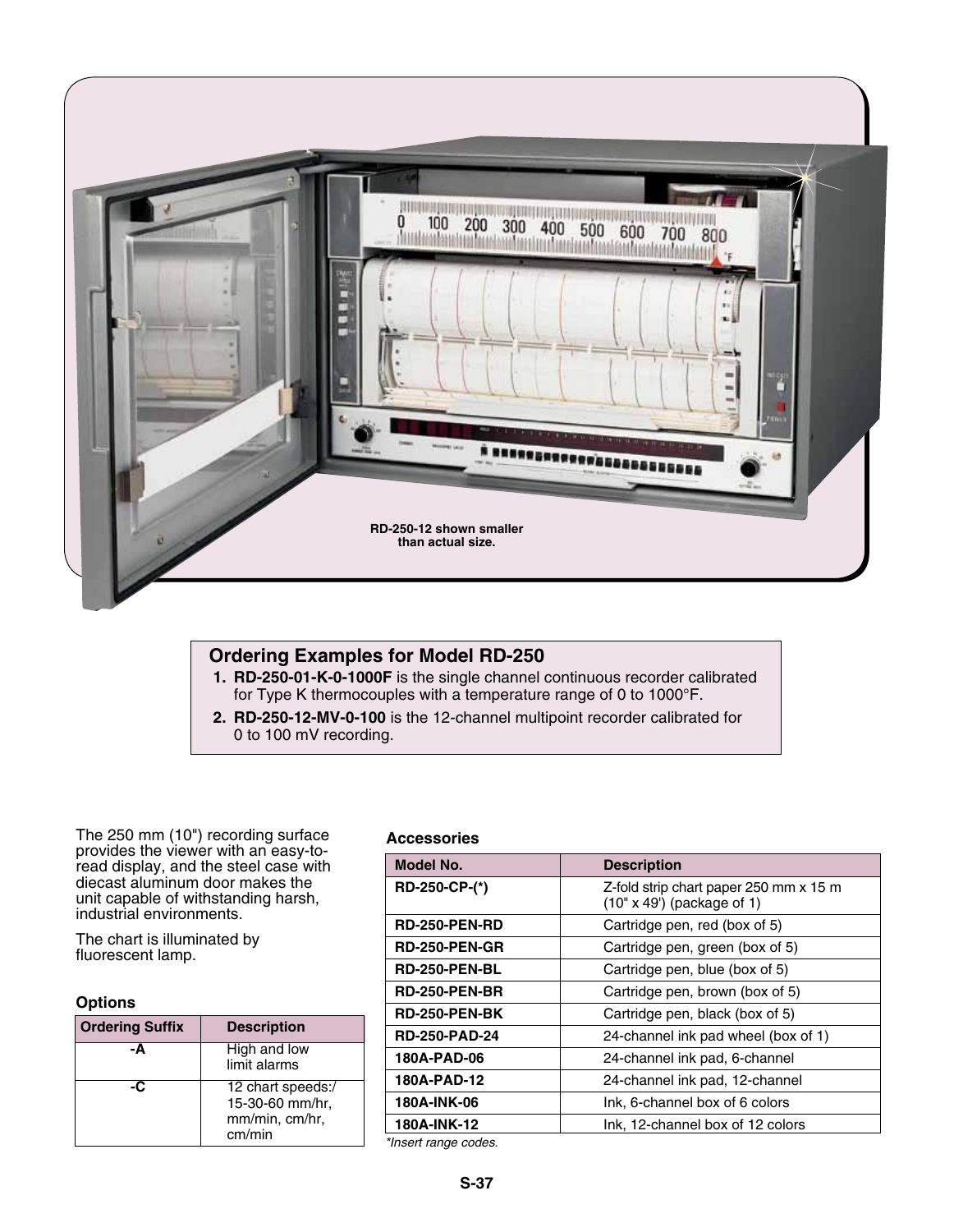RD-250-12 shown smaller than actual size.

## Ordering Examples for Model RD-250

1. **RD-250-01-K-0-1000F** is the single channel continuous recorder calibrated for Type K thermocouples with a temperature range of 0 to 1000°F.
2. **RD-250-12-MV-0-100** is the 12-channel multipoint recorder calibrated for 0 to 100 mV recording.

The 250 mm (10") recording surface provides the viewer with an easy-to-read display, and the steel case with diecast aluminum door makes the unit capable of withstanding harsh, industrial environments.

The chart is illuminated by fluorescent lamp.

### Options

| Ordering Suffix | Description |
|---|---|
| -A | High and low limit alarms |
| -C | 12 chart speeds:/ 15-30-60 mm/hr, mm/min, cm/hr, cm/min |

### Accessories

| Model No. | Description |
|---|---|
| RD-250-CP-(*) | Z-fold strip chart paper 250 mm x 15 m (10" x 49') (package of 1) |
| RD-250-PEN-RD | Cartridge pen, red (box of 5) |
| RD-250-PEN-GR | Cartridge pen, green (box of 5) |
| RD-250-PEN-BL | Cartridge pen, blue (box of 5) |
| RD-250-PEN-BR | Cartridge pen, brown (box of 5) |
| RD-250-PEN-BK | Cartridge pen, black (box of 5) |
| RD-250-PAD-24 | 24-channel ink pad wheel (box of 1) |
| 180A-PAD-06 | 24-channel ink pad, 6-channel |
| 180A-PAD-12 | 24-channel ink pad, 12-channel |
| 180A-INK-06 | Ink, 6-channel box of 6 colors |
| 180A-INK-12 | Ink, 12-channel box of 12 colors |

*Insert range codes.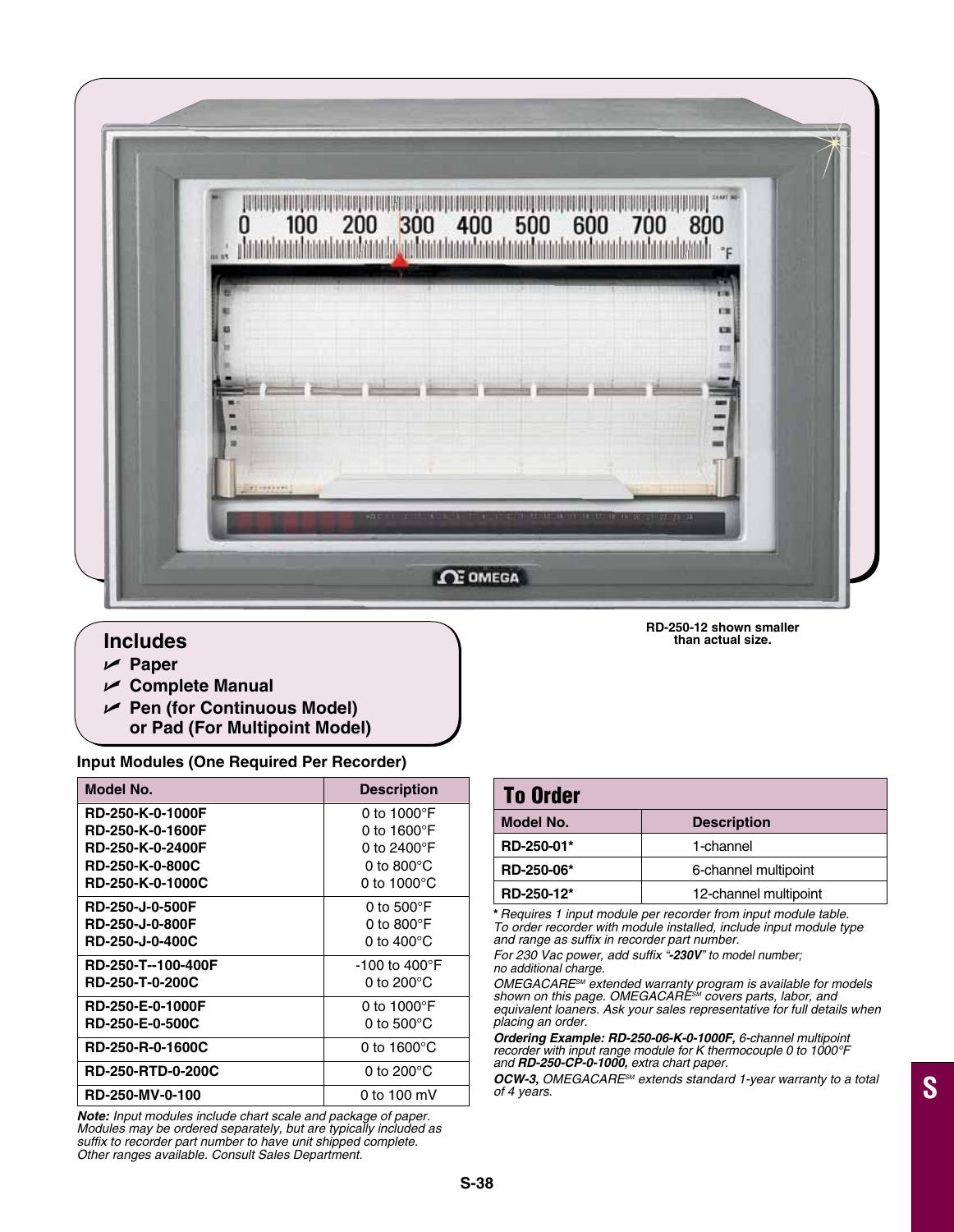RD-250-12 shown smaller than actual size.

## Includes

- Paper
- Complete Manual
- Pen (for Continuous Model) or Pad (For Multipoint Model)

### Input Modules (One Required Per Recorder)

| Model No. | Description |
|---|---|
| **RD-250-K-0-1000F** | 0 to 1000°F |
| **RD-250-K-0-1600F** | 0 to 1600°F |
| **RD-250-K-0-2400F** | 0 to 2400°F |
| **RD-250-K-0-800C** | 0 to 800°C |
| **RD-250-K-0-1000C** | 0 to 1000°C |
| **RD-250-J-0-500F** | 0 to 500°F |
| **RD-250-J-0-800F** | 0 to 800°F |
| **RD-250-J-0-400C** | 0 to 400°C |
| **RD-250-T--100-400F** | -100 to 400°F |
| **RD-250-T-0-200C** | 0 to 200°C |
| **RD-250-E-0-1000F** | 0 to 1000°F |
| **RD-250-E-0-500C** | 0 to 500°C |
| **RD-250-R-0-1600C** | 0 to 1600°C |
| **RD-250-RTD-0-200C** | 0 to 200°C |
| **RD-250-MV-0-100** | 0 to 100 mV |

***Note:*** *Input modules include chart scale and package of paper. Modules may be ordered separately, but are typically included as suffix to recorder part number to have unit shipped complete. Other ranges available. Consult Sales Department.*

## To Order

| Model No. | Description |
|---|---|
| **RD-250-01*** | 1-channel |
| **RD-250-06*** | 6-channel multipoint |
| **RD-250-12*** | 12-channel multipoint |

*** *Requires 1 input module per recorder from input module table. To order recorder with module installed, include input module type and range as suffix in recorder part number.*

*For 230 Vac power, add suffix "**-230V**" to model number; no additional charge.*

*OMEGACARE℠ extended warranty program is available for models shown on this page. OMEGACARE℠ covers parts, labor, and equivalent loaners. Ask your sales representative for full details when placing an order.*

***Ordering Example: RD-250-06-K-0-1000F,*** *6-channel multipoint recorder with input range module for K thermocouple 0 to 1000°F and **RD-250-CP-0-1000,** extra chart paper.*

***OCW-3,*** *OMEGACARE℠ extends standard 1-year warranty to a total of 4 years.*